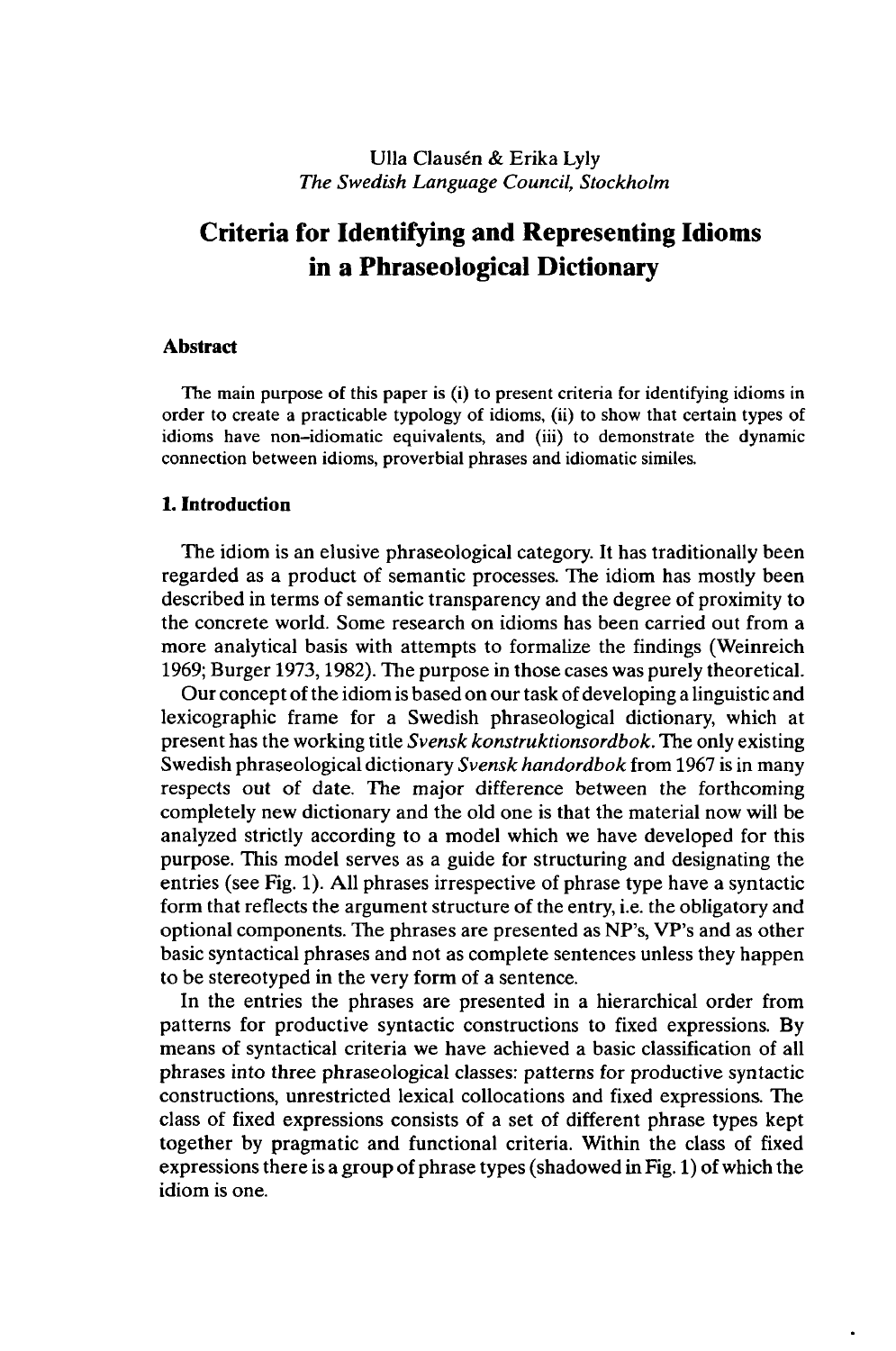Ulla Clausén & Erika Lyly
*The Swedish Language Council, Stockholm*

# Criteria for Identifying and Representing Idioms in a Phraseological Dictionary

## Abstract

The main purpose of this paper is (i) to present criteria for identifying idioms in order to create a practicable typology of idioms, (ii) to show that certain types of idioms have non-idiomatic equivalents, and (iii) to demonstrate the dynamic connection between idioms, proverbial phrases and idiomatic similes.

## 1. Introduction

The idiom is an elusive phraseological category. It has traditionally been regarded as a product of semantic processes. The idiom has mostly been described in terms of semantic transparency and the degree of proximity to the concrete world. Some research on idioms has been carried out from a more analytical basis with attempts to formalize the findings (Weinreich 1969; Burger 1973, 1982). The purpose in those cases was purely theoretical.

Our concept of the idiom is based on our task of developing a linguistic and lexicographic frame for a Swedish phraseological dictionary, which at present has the working title *Svensk konstruktionsordbok*. The only existing Swedish phraseological dictionary *Svensk handordbok* from 1967 is in many respects out of date. The major difference between the forthcoming completely new dictionary and the old one is that the material now will be analyzed strictly according to a model which we have developed for this purpose. This model serves as a guide for structuring and designating the entries (see Fig. 1). All phrases irrespective of phrase type have a syntactic form that reflects the argument structure of the entry, i.e. the obligatory and optional components. The phrases are presented as NP's, VP's and as other basic syntactical phrases and not as complete sentences unless they happen to be stereotyped in the very form of a sentence.

In the entries the phrases are presented in a hierarchical order from patterns for productive syntactic constructions to fixed expressions. By means of syntactical criteria we have achieved a basic classification of all phrases into three phraseological classes: patterns for productive syntactic constructions, unrestricted lexical collocations and fixed expressions. The class of fixed expressions consists of a set of different phrase types kept together by pragmatic and functional criteria. Within the class of fixed expressions there is a group of phrase types (shadowed in Fig. 1) of which the idiom is one.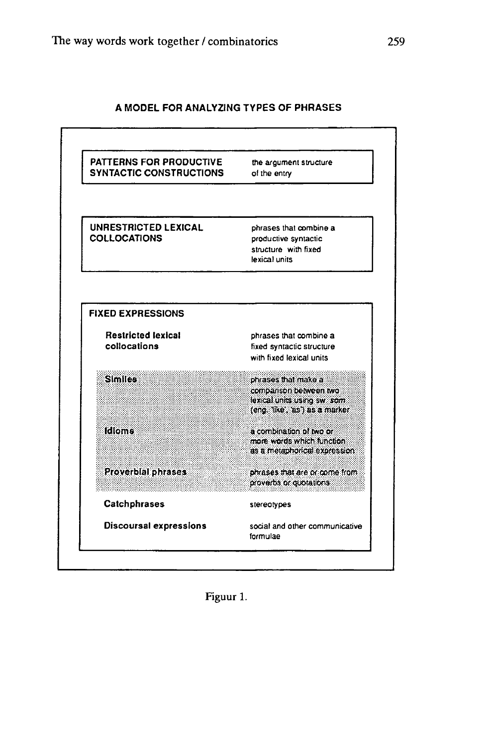**A MODEL FOR ANALYZING TYPES OF PHRASES**

| | |
|---|---|
| **PATTERNS FOR PRODUCTIVE SYNTACTIC CONSTRUCTIONS** | the argument structure of the entry |

| | |
|---|---|
| **UNRESTRICTED LEXICAL COLLOCATIONS** | phrases that combine a productive syntactic structure with fixed lexical units |

| **FIXED EXPRESSIONS** | |
|---|---|
| **Restricted lexical collocations** | phrases that combine a fixed syntactic structure with fixed lexical units |
| **Similes** | phrases that make a comparison between two lexical units using sw. *som* (eng. 'like', 'as') as a marker |
| **Idioms** | a combination of two or more words which function as a metaphorical expression |
| **Proverbial phrases** | phrases that are or come from proverbs or quotations |
| **Catchphrases** | stereotypes |
| **Discoursal expressions** | social and other communicative formulae |

Figuur 1.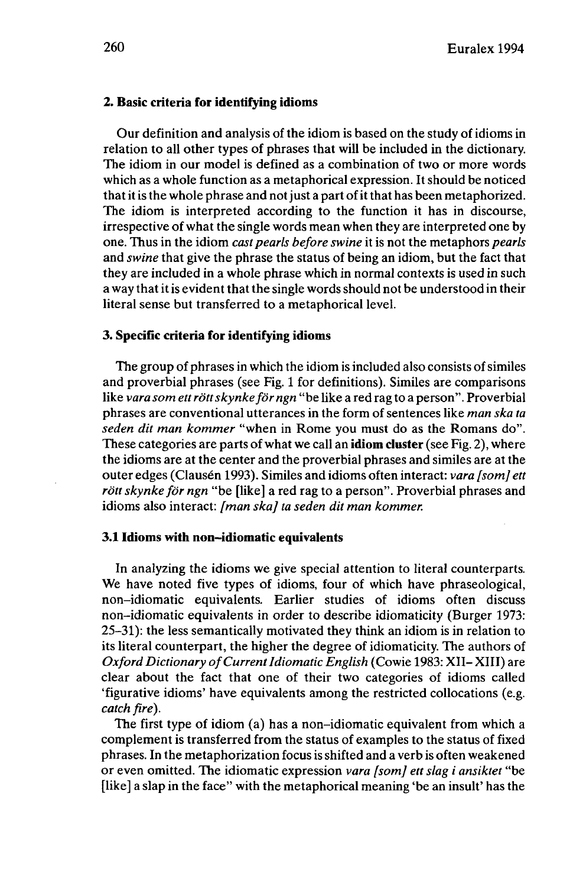## 2. Basic criteria for identifying idioms

Our definition and analysis of the idiom is based on the study of idioms in relation to all other types of phrases that will be included in the dictionary. The idiom in our model is defined as a combination of two or more words which as a whole function as a metaphorical expression. It should be noticed that it is the whole phrase and not just a part of it that has been metaphorized. The idiom is interpreted according to the function it has in discourse, irrespective of what the single words mean when they are interpreted one by one. Thus in the idiom *cast pearls before swine* it is not the metaphors *pearls* and *swine* that give the phrase the status of being an idiom, but the fact that they are included in a whole phrase which in normal contexts is used in such a way that it is evident that the single words should not be understood in their literal sense but transferred to a metaphorical level.

## 3. Specific criteria for identifying idioms

The group of phrases in which the idiom is included also consists of similes and proverbial phrases (see Fig. 1 for definitions). Similes are comparisons like *vara som ett rött skynke för ngn* "be like a red rag to a person". Proverbial phrases are conventional utterances in the form of sentences like *man ska ta seden dit man kommer* "when in Rome you must do as the Romans do". These categories are parts of what we call an **idiom cluster** (see Fig. 2), where the idioms are at the center and the proverbial phrases and similes are at the outer edges (Clausén 1993). Similes and idioms often interact: *vara [som] ett rött skynke för ngn* "be [like] a red rag to a person". Proverbial phrases and idioms also interact: *[man ska] ta seden dit man kommer.*

### 3.1 Idioms with non–idiomatic equivalents

In analyzing the idioms we give special attention to literal counterparts. We have noted five types of idioms, four of which have phraseological, non–idiomatic equivalents. Earlier studies of idioms often discuss non–idiomatic equivalents in order to describe idiomaticity (Burger 1973: 25–31): the less semantically motivated they think an idiom is in relation to its literal counterpart, the higher the degree of idiomaticity. The authors of *Oxford Dictionary of Current Idiomatic English* (Cowie 1983: XII– XIII) are clear about the fact that one of their two categories of idioms called 'figurative idioms' have equivalents among the restricted collocations (e.g. *catch fire*).

The first type of idiom (a) has a non–idiomatic equivalent from which a complement is transferred from the status of examples to the status of fixed phrases. In the metaphorization focus is shifted and a verb is often weakened or even omitted. The idiomatic expression *vara [som] ett slag i ansiktet* "be [like] a slap in the face" with the metaphorical meaning 'be an insult' has the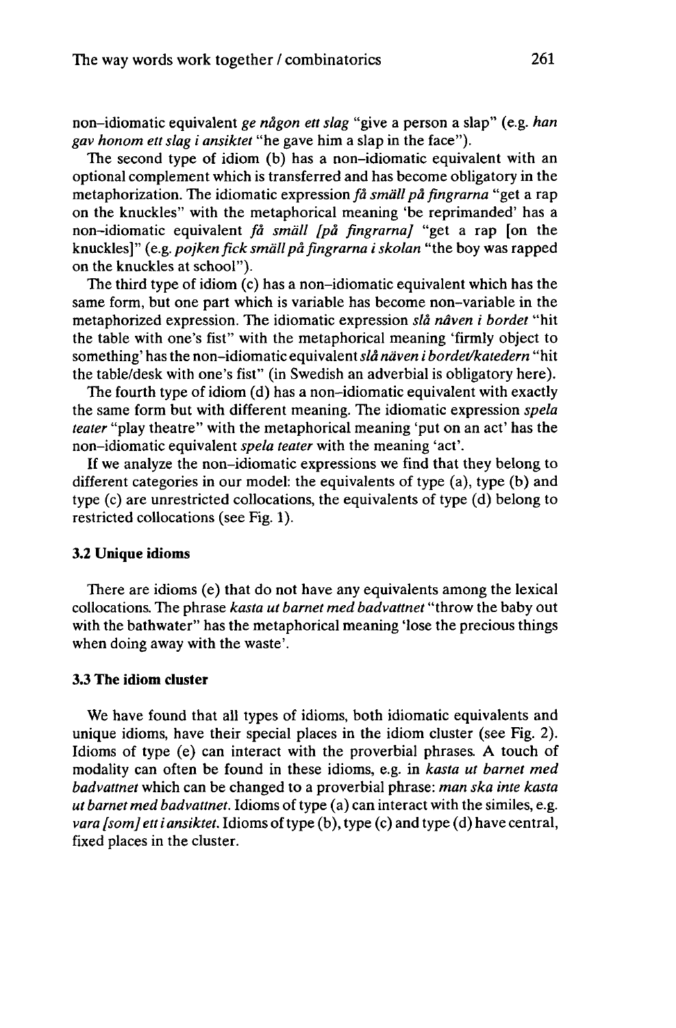non-idiomatic equivalent *ge någon ett slag* "give a person a slap" (e.g. *han gav honom ett slag i ansiktet* "he gave him a slap in the face").

The second type of idiom (b) has a non-idiomatic equivalent with an optional complement which is transferred and has become obligatory in the metaphorization. The idiomatic expression *få smäll på fingrarna* "get a rap on the knuckles" with the metaphorical meaning 'be reprimanded' has a non-idiomatic equivalent *få smäll [på fingrarna]* "get a rap [on the knuckles]" (e.g. *pojken fick smäll på fingrarna i skolan* "the boy was rapped on the knuckles at school").

The third type of idiom (c) has a non-idiomatic equivalent which has the same form, but one part which is variable has become non-variable in the metaphorized expression. The idiomatic expression *slå näven i bordet* "hit the table with one's fist" with the metaphorical meaning 'firmly object to something' has the non-idiomatic equivalent *slå näven i bordet/katedern* "hit the table/desk with one's fist" (in Swedish an adverbial is obligatory here).

The fourth type of idiom (d) has a non-idiomatic equivalent with exactly the same form but with different meaning. The idiomatic expression *spela teater* "play theatre" with the metaphorical meaning 'put on an act' has the non-idiomatic equivalent *spela teater* with the meaning 'act'.

If we analyze the non-idiomatic expressions we find that they belong to different categories in our model: the equivalents of type (a), type (b) and type (c) are unrestricted collocations, the equivalents of type (d) belong to restricted collocations (see Fig. 1).

### 3.2 Unique idioms

There are idioms (e) that do not have any equivalents among the lexical collocations. The phrase *kasta ut barnet med badvattnet* "throw the baby out with the bathwater" has the metaphorical meaning 'lose the precious things when doing away with the waste'.

### 3.3 The idiom cluster

We have found that all types of idioms, both idiomatic equivalents and unique idioms, have their special places in the idiom cluster (see Fig. 2). Idioms of type (e) can interact with the proverbial phrases. A touch of modality can often be found in these idioms, e.g. in *kasta ut barnet med badvattnet* which can be changed to a proverbial phrase: *man ska inte kasta ut barnet med badvattnet*. Idioms of type (a) can interact with the similes, e.g. *vara [som] ett i ansiktet*. Idioms of type (b), type (c) and type (d) have central, fixed places in the cluster.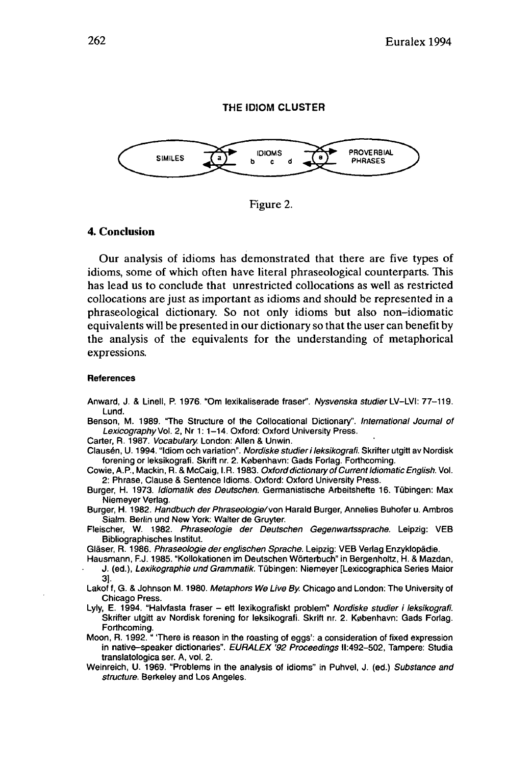THE IDIOM CLUSTER

SIMILES

a

IDIOMS

b c d

e

PROVERBIAL PHRASES

Figure 2.

## 4. Conclusion

Our analysis of idioms has demonstrated that there are five types of idioms, some of which often have literal phraseological counterparts. This has lead us to conclude that unrestricted collocations as well as restricted collocations are just as important as idioms and should be represented in a phraseological dictionary. So not only idioms but also non–idiomatic equivalents will be presented in our dictionary so that the user can benefit by the analysis of the equivalents for the understanding of metaphorical expressions.

### References

Anward, J. & Linell, P. 1976. "Om lexikaliserade fraser". *Nysvenska studier* LV–LVI: 77–119. Lund.

Benson, M. 1989. "The Structure of the Collocational Dictionary". *International Journal of Lexicography* Vol. 2, Nr 1: 1–14. Oxford: Oxford University Press.

Carter, R. 1987. *Vocabulary.* London: Allen & Unwin.

Clausén, U. 1994. "Idiom och variation". *Nordiske studier i leksikografi.* Skrifter utgitt av Nordisk forening or leksikografi. Skrift nr. 2. København: Gads Forlag. Forthcoming.

Cowie, A.P., Mackin, R. & McCaig, I.R. 1983. *Oxford dictionary of Current Idiomatic English.* Vol. 2: Phrase, Clause & Sentence Idioms. Oxford: Oxford University Press.

Burger, H. 1973. *Idiomatik des Deutschen.* Germanistische Arbeitshefte 16. Tübingen: Max Niemeyer Verlag.

Burger, H. 1982. *Handbuch der Phraseologie/* von Harald Burger, Annelies Buhofer u. Ambros Sialm. Berlin und New York: Walter de Gruyter.

Fleischer, W. 1982. *Phraseologie der Deutschen Gegenwartssprache.* Leipzig: VEB Bibliographisches Institut.

Gläser, R. 1986. *Phraseologie der englischen Sprache.* Leipzig: VEB Verlag Enzyklopädie.

Hausmann, F.J. 1985. "Kollokationen im Deutschen Wörterbuch" in Bergenholtz, H. & Mazdan, J. (ed.), *Lexikographie und Grammatik.* Tübingen: Niemeyer [Lexicographica Series Maior 3].

Lakoff, G. & Johnson M. 1980. *Metaphors We Live By.* Chicago and London: The University of Chicago Press.

Lyly, E. 1994. "Halvfasta fraser – ett lexikografiskt problem" *Nordiske studier i leksikografi.* Skrifter utgitt av Nordisk forening for leksikografi. Skrift nr. 2. København: Gads Forlag. Forthcoming.

Moon, R. 1992. " 'There is reason in the roasting of eggs': a consideration of fixed expression in native–speaker dictionaries". *EURALEX '92 Proceedings* II:492–502, Tampere: Studia translatologica ser. A, vol. 2.

Weinreich, U. 1969. "Problems in the analysis of idioms" in Puhvel, J. (ed.) *Substance and structure.* Berkeley and Los Angeles.